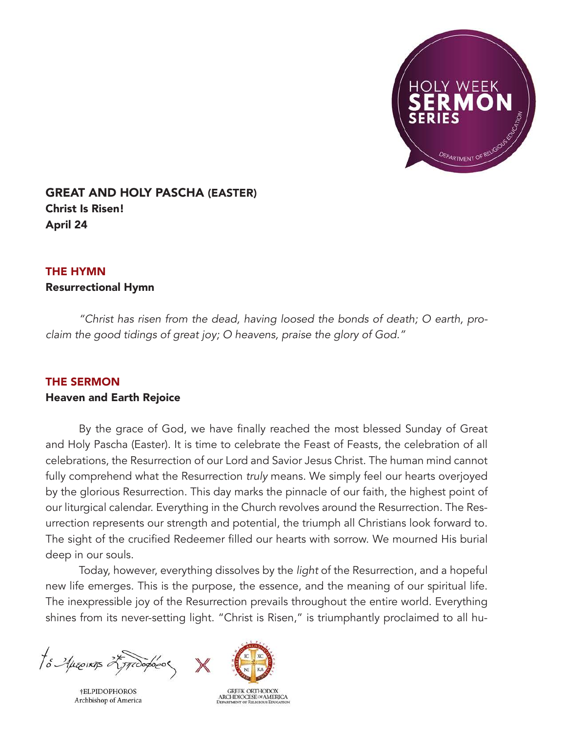HOLY WEEK
SERMON
SERIES
DEPARTMENT OF RELIGIOUS EDUCATION

## GREAT AND HOLY PASCHA (EASTER)

**Christ Is Risen!**
**April 24**

## THE HYMN

**Resurrectional Hymn**

*"Christ has risen from the dead, having loosed the bonds of death; O earth, proclaim the good tidings of great joy; O heavens, praise the glory of God."*

## THE SERMON

**Heaven and Earth Rejoice**

By the grace of God, we have finally reached the most blessed Sunday of Great and Holy Pascha (Easter). It is time to celebrate the Feast of Feasts, the celebration of all celebrations, the Resurrection of our Lord and Savior Jesus Christ. The human mind cannot fully comprehend what the Resurrection *truly* means. We simply feel our hearts overjoyed by the glorious Resurrection. This day marks the pinnacle of our faith, the highest point of our liturgical calendar. Everything in the Church revolves around the Resurrection. The Resurrection represents our strength and potential, the triumph all Christians look forward to. The sight of the crucified Redeemer filled our hearts with sorrow. We mourned His burial deep in our souls.

Today, however, everything dissolves by the *light* of the Resurrection, and a hopeful new life emerges. This is the purpose, the essence, and the meaning of our spiritual life. The inexpressible joy of the Resurrection prevails throughout the entire world. Everything shines from its never-setting light. "Christ is Risen," is triumphantly proclaimed to all hu-

†ELPIDOPHOROS
Archbishop of America

GREEK ORTHODOX ARCHDIOCESE OF AMERICA
DEPARTMENT OF RELIGIOUS EDUCATION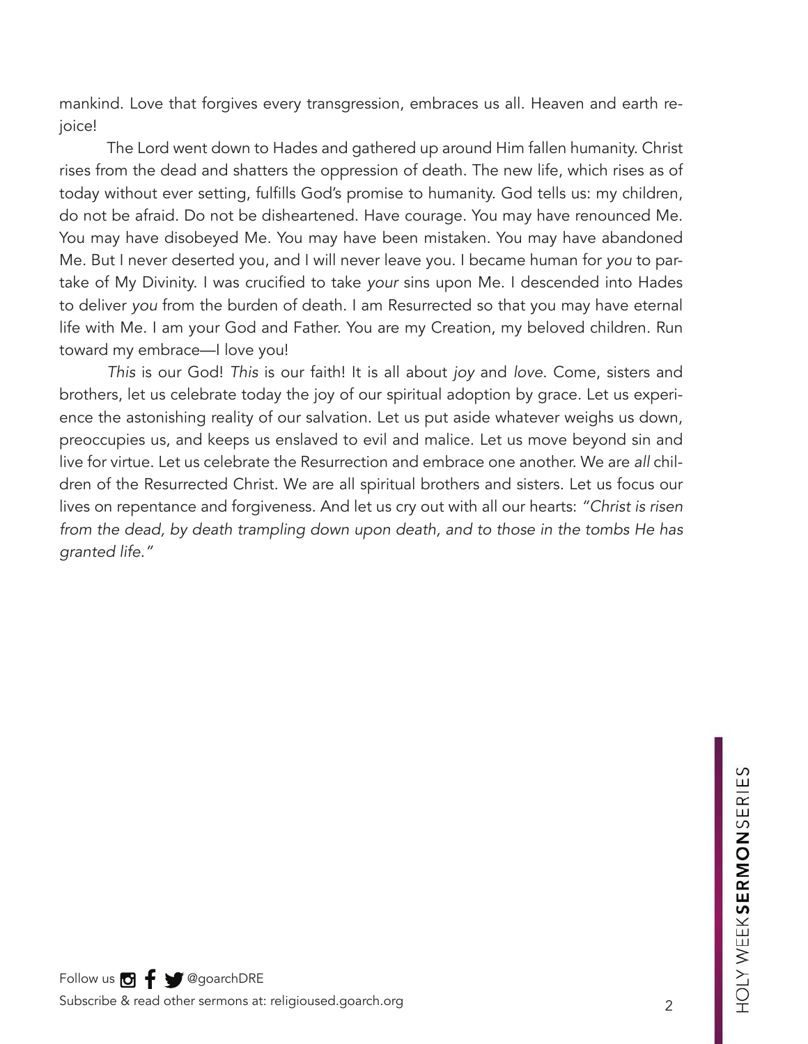mankind. Love that forgives every transgression, embraces us all. Heaven and earth rejoice!

The Lord went down to Hades and gathered up around Him fallen humanity. Christ rises from the dead and shatters the oppression of death. The new life, which rises as of today without ever setting, fulfills God's promise to humanity. God tells us: my children, do not be afraid. Do not be disheartened. Have courage. You may have renounced Me. You may have disobeyed Me. You may have been mistaken. You may have abandoned Me. But I never deserted you, and I will never leave you. I became human for *you* to partake of My Divinity. I was crucified to take *your* sins upon Me. I descended into Hades to deliver *you* from the burden of death. I am Resurrected so that you may have eternal life with Me. I am your God and Father. You are my Creation, my beloved children. Run toward my embrace—I love you!

*This* is our God! *This* is our faith! It is all about *joy* and *love*. Come, sisters and brothers, let us celebrate today the joy of our spiritual adoption by grace. Let us experience the astonishing reality of our salvation. Let us put aside whatever weighs us down, preoccupies us, and keeps us enslaved to evil and malice. Let us move beyond sin and live for virtue. Let us celebrate the Resurrection and embrace one another. We are *all* children of the Resurrected Christ. We are all spiritual brothers and sisters. Let us focus our lives on repentance and forgiveness. And let us cry out with all our hearts: *"Christ is risen from the dead, by death trampling down upon death, and to those in the tombs He has granted life."*